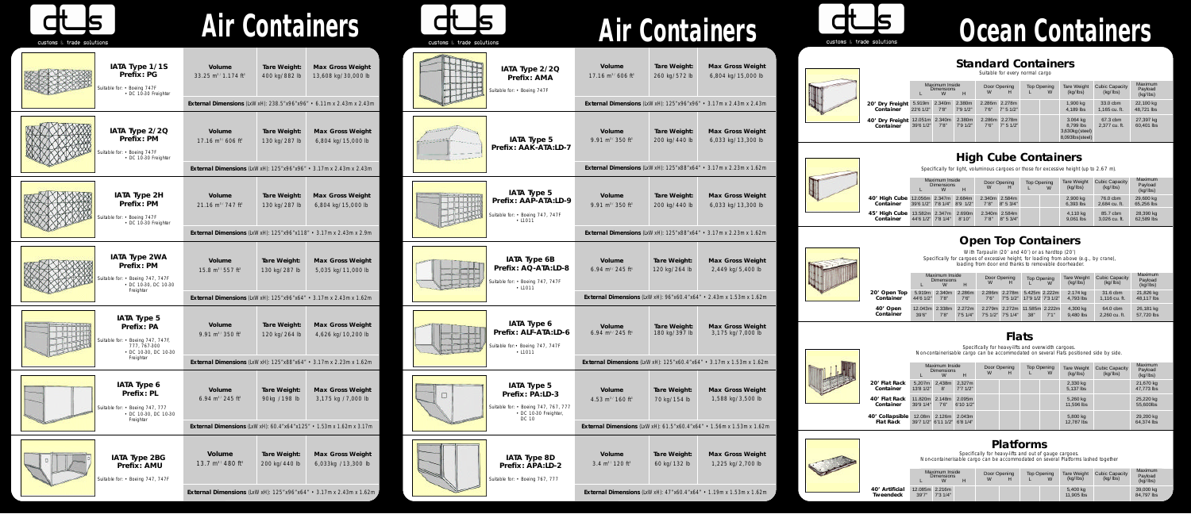# Air Containers

## IATA Type 1/1S
**Prefix: PG**

Suitable for: • Boeing 747F • DC 10-30 Freighter

| Volume | Tare Weight: | Max Gross Weight |
|---|---|---|
| 33.25 m³ / 1.174 ft³ | 400 kg/ 882 lb | 13,608 kg/ 30,000 lb |

**External Dimensions** (LxW xH): 238.5"x96"x96" • 6.11m x 2.43m x 2.43m

## IATA Type 2/2Q
**Prefix: PM**

Suitable for: • Boeing 747F • DC 10-30 Freighter

| Volume | Tare Weight: | Max Gross Weight |
|---|---|---|
| 17.16 m³ / 606 ft³ | 130 kg/ 287 lb | 6,804 kg/ 15,000 lb |

**External Dimensions** (LxW xH): 125"x96"x96" • 3.17m x 2.43m x 2.43m

## IATA Type 2H
**Prefix: PM**

Suitable for: • Boeing 747F • DC 10-30 Freighter

| Volume | Tare Weight: | Max Gross Weight |
|---|---|---|
| 21.16 m³ / 747 ft³ | 130 kg/ 287 lb | 6,804 kg/ 15,000 lb |

**External Dimensions** (LxW xH): 125"x96"x118" • 3.17m x 2.43m x 2.9m

## IATA Type 2WA
**Prefix: PM**

Suitable for: • Boeing 747, 747F • DC 10-30, DC 10-30 Freighter

| Volume | Tare Weight: | Max Gross Weight |
|---|---|---|
| 15.8 m³ / 557 ft³ | 130 kg/ 287 lb | 5,035 kg/ 11,000 lb |

**External Dimensions** (LxW xH): 125"x96"x64" • 3.17m x 2.43m x 1.62m

## IATA Type 5
**Prefix: PA**

Suitable for: • Boeing 747, 747F, 777, 767-300 • DC 10-30, DC 10-30 Freighter

| Volume | Tare Weight: | Max Gross Weight |
|---|---|---|
| 9.91 m³ / 350 ft³ | 120 kg/ 264 lb | 4,626 kg/ 10,200 lb |

**External Dimensions** (LxW xH): 125"x88"x64" • 3.17m x 2.23m x 1.62m

## IATA Type 6
**Prefix: PL**

Suitable for: • Boeing 747, 777 • DC 10-30, DC 10-30 Freighter

| Volume | Tare Weight: | Max Gross Weight |
|---|---|---|
| 6.94 m³ / 245 ft³ | 90 kg / 198 lb | 3,175 kg / 7,000 lb |

**External Dimensions** (LxW xH): 60.4"x64"x125" • 1.53m x 1.62m x 3.17m

## IATA Type 2BG
**Prefix: AMU**

Suitable for: • Boeing 747, 747F

| Volume | Tare Weight: | Max Gross Weight |
|---|---|---|
| 13.7 m³ / 480 ft³ | 200 kg/ 440 lb | 6,033kg / 13,300 lb |

**External Dimensions** (LxW xH): 125"x96"x64" • 3.17m x 2.43m x 1.62m

## IATA Type 2/2Q
**Prefix: AMA**

Suitable for: • Boeing 747F

| Volume | Tare Weight: | Max Gross Weight |
|---|---|---|
| 17.16 m³ / 606 ft³ | 260 kg/ 572 lb | 6,804 kg/ 15,000 lb |

**External Dimensions** (LxW xH): 125"x96"x96" • 3.17m x 2.43m x 2.43m

## IATA Type 5
**Prefix: AAK-ATA:LD-7**

| Volume | Tare Weight: | Max Gross Weight |
|---|---|---|
| 9.91 m³ / 350 ft³ | 200 kg/ 440 lb | 6,033 kg/ 13,300 lb |

**External Dimensions** (LxW xH): 125"x88"x64" • 3.17m x 2.23m x 1.62m

## IATA Type 5
**Prefix: AAP-ATA:LD-9**

Suitable for: • Boeing 747, 747F • L1011

| Volume | Tare Weight: | Max Gross Weight |
|---|---|---|
| 9.91 m³ / 350 ft³ | 200 kg/ 440 lb | 6,033 kg/ 13,300 lb |

**External Dimensions** (LxW xH): 125"x88"x64" • 3.17m x 2.23m x 1.62m

## IATA Type 6B
**Prefix: AQ-ATA:LD-8**

Suitable for: • Boeing 747, 747F • L1011

| Volume | Tare Weight: | Max Gross Weight |
|---|---|---|
| 6.94 m³ / 245 ft³ | 120 kg/ 264 lb | 2,449 kg/ 5,400 lb |

**External Dimensions** (LxW xH): 96"x60.4"x64" • 2.43m x 1.53m x 1.62m

## IATA Type 6
**Prefix: ALF-ATA:LD-6**

Suitable for: • Boeing 747, 747F • L1011

| Volume | Tare Weight: | Max Gross Weight |
|---|---|---|
| 6.94 m³ / 245 ft³ | 180 kg/ 397 lb | 3,175 kg/ 7,000 lb |

**External Dimensions** (LxW xH): 125"x60.4"x64" • 3.17m x 1.53m x 1.62m

## IATA Type 5
**Prefix: PA:LD-3**

Suitable for: • Boeing 747, 767, 777 • DC 10-30 Freighter, DC 10

| Volume | Tare Weight: | Max Gross Weight |
|---|---|---|
| 4.53 m³ / 160 ft³ | 70 kg/ 154 lb | 1,588 kg/ 3,500 lb |

**External Dimensions** (LxW xH): 61.5"x60.4"x64" • 1.56m x 1.53m x 1.62m

## IATA Type 8D
**Prefix: APA:LD-2**

Suitable for: • Boeing 767, 777

| Volume | Tare Weight: | Max Gross Weight |
|---|---|---|
| 3.4 m³ / 120 ft³ | 60 kg/ 132 lb | 1,225 kg/ 2,700 lb |

**External Dimensions** (LxW xH): 47"x60.4"x64" • 1.19m x 1.53m x 1.62m

# Ocean Containers

## Standard Containers

Suitable for every normal cargo

| | Maximum Inside Dimensions L | W | H | Door Opening W | H | Top Opening L | W | Tare Weight (kg/lbs) | Cubic Capacity (kg/lbs) | Maximum Payload (kg/lbs) |
|---|---|---|---|---|---|---|---|---|---|---|
| 20' Dry Freight Container | 5.919m 22'6 1/2" | 2.340m 7'8" | 2.380m 7'9 1/2" | 2.286m 7'6" | 2.278m 7'5 1/2" | | | 1,900 kg 4,189 lbs | 33.0 cbm 1,165 cu. ft. | 22,100 kg 48,721 lbs |
| 40' Dry Freight Container | 12.051m 39'6 1/2" | 2.340m 7'8" | 2.380m 7'9 1/2" | 2.286m 7'6" | 2.278m 7'5 1/2" | | | 3,064 kg 8,799 lbs 3,630kg(steel) 8,003lbs(steel) | 67.3 cbm 2,377 cu. ft. | 27,397 kg 60,401 lbs |

## High Cube Containers

Specifically for light, voluminous cargoes or those for excessive height (up to 2.67 m).

| | Maximum Inside Dimensions L | W | H | Door Opening W | H | Top Opening L | W | Tare Weight (kg/lbs) | Cubic Capacity (kg/lbs) | Maximum Payload (kg/lbs) |
|---|---|---|---|---|---|---|---|---|---|---|
| 40' High Cube Container | 12.056m 39'6 1/2" | 2.347m 7'8 1/4" | 2.684m 8'9 1/2" | 2.340m 7'8" | 2.584m 8' 5 3/4" | | | 2,900 kg 6,393 lbs | 76.0 cbm 2,684 cu. ft. | 29,600 kg 65,256 lbs |
| 45' High Cube Container | 13.582m 44'6 1/2" | 2.347m 7'8 1/4" | 2.690m 8' 10" | 2.340m 7'8" | 2.584m 8' 5 3/4" | | | 4,110 kg 9,061 lbs | 85.7 cbm 3,026 cu. ft. | 28,390 kg 62,589 lbs |

## Open Top Containers

With Tarpaulin (20' and 40') or as hardtop (20')
Specifically for cargoes of excessive height, for loading from above (e.g., by crane), loading from door end thanks to removable doorheader.

| | Maximum Inside Dimensions L | W | H | Door Opening W | H | Top Opening L | W | Tare Weight (kg/lbs) | Cubic Capacity (kg/lbs) | Maximum Payload (kg/lbs) |
|---|---|---|---|---|---|---|---|---|---|---|
| 20' Open Top Container | 5.919m 44'6 1/2" | 2.340m 7'8" | 2.286m 7'6" | 2.286m 7'6" | 2.278m 7'5 1/2" | 5.425m 17'9 1/2 | 2.222m 7'3 1/2" | 2,174 kg 4,793 lbs | 31.6 cbm 1,116 cu. ft. | 21,826 kg 48,117 lbs |
| 40' Open Container | 12.043m 39'6" | 2.338m 7'8" | 2.272m 7'5 1/4" | 2.279m 7'5 1/2" | 2.272m 7'5 1/4" | 11.585m 38" | 2.222m 7'1" | 4,300 kg 9,480 lbs | 64.0 cbm 2,260 cu. ft. | 26,181 kg 57,720 lbs |

## Flats

Specifically for heavy-lifts and overwidth cargoes.
Non-containerisable cargo can be accommodated on several Flats positioned side by side.

| | Maximum Inside Dimensions L | W | H | Door Opening W | H | Top Opening L | W | Tare Weight (kg/lbs) | Cubic Capacity (kg/lbs) | Maximum Payload (kg/lbs) |
|---|---|---|---|---|---|---|---|---|---|---|
| 20' Flat Rack Container | 5.207m 13'8 1/2" | 2.438m 8' | 2.327m 7'7 1/2" | | | | | 2,330 kg 5,137 lbs | | 21,670 kg 47,775 lbs |
| 40' Flat Rack Container | 11.820m 39'9 1/4" | 2.148m 7'8" | 2.095m 6'10 1/2" | | | | | 5,260 kg 11,596 lbs | | 25,220 kg 55,600lbs |
| 40' Collapsible Flat Rack | 12.08m 39'7 1/2" | 2.126m 6'11 1/2" | 2.043m 6'8 1/4" | | | | | 5,800 kg 12,787 lbs | | 29,200 kg 64,374 lbs |

## Platforms

Specifically for heavy-lifts and out of gauge cargoes.
Non-containerisable cargo can be accommodated on several Platforms lashed together

| | Maximum Inside Dimensions L | W | H | Door Opening W | H | Top Opening L | W | Tare Weight (kg/lbs) | Cubic Capacity (kg/lbs) | Maximum Payload (kg/lbs) |
|---|---|---|---|---|---|---|---|---|---|---|
| 40' Artificial Tweendeck | 12.085m 39'7" | 2.216m 7'3 1/4" | | | | | | 5,400 kg 11,905 lbs | | 39,000 kg 84,797 lbs |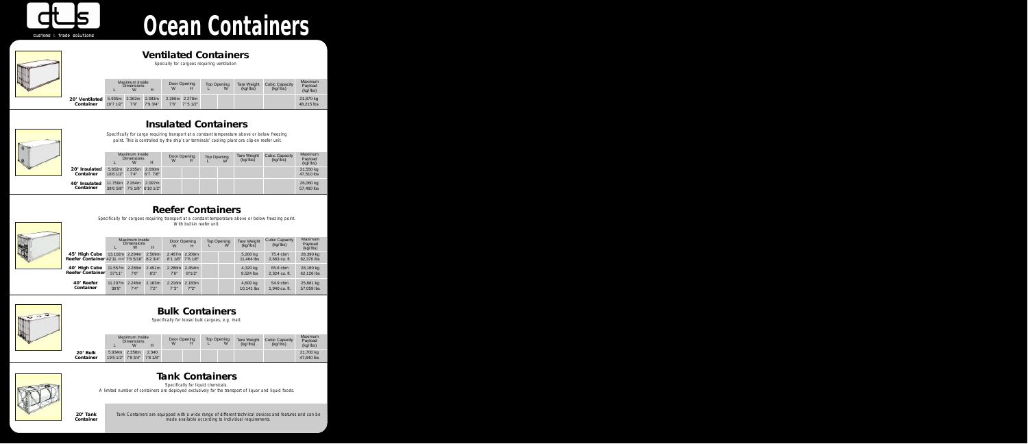# Ocean Containers

## Ventilated Containers

Specially for cargoes requiring ventilation

| | Maximum Inside Dimensions | | | Door Opening | | Top Opening | | Tare Weight (kg/lbs) | Cubic Capacity (kg/lbs) | Maximum Payload (kg/lbs) |
|---|---|---|---|---|---|---|---|---|---|---|
| | L | W | H | W | H | L | W | | | |
| **20' Ventilated Container** | 5.935m 19'7 1/2" | 2.362m 7'9" | 2.383m 7'9 3/4" | 2.286m 7'6" | 2.278m 7'5 1/2" | | | | | 21,870 kg 48,215 lbs |

## Insulated Containers

Specifically for cargo requiring transport at a constant temperature above or below freezing point. This is controlled by the ship's or terminals' cooling plant or a clip-on reefer unit.

| | Maximum Inside Dimensions | | | Door Opening | | Top Opening | | Tare Weight (kg/lbs) | Cubic Capacity (kg/lbs) | Maximum Payload (kg/lbs) |
|---|---|---|---|---|---|---|---|---|---|---|
| | L | W | H | W | H | L | W | | | |
| **20' Insulated Container** | 5.652m 18'6 1/2" | 2.235m 7'4" | 2.030m 6'7 7/8" | | | | | | | 21,550 kg 47,510 lbs |
| **40' Insulated Container** | 11.758m 38'6 5/8" | 2.264m 7'5 1/8" | 2.097m 6'10 1/2" | | | | | | | 26,060 kg 57,460 lbs |

## Reefer Containers

Specifically for cargoes requiring transport at a constant temperature above or below freezing point. With built-in reefer unit.

| | Maximum Inside Dimensions | | | Door Opening | | Top Opening | | Tare Weight (kg/lbs) | Cubic Capacity (kg/lbs) | Maximum Payload (kg/lbs) |
|---|---|---|---|---|---|---|---|---|---|---|
| | L | W | H | W | H | L | W | | | |
| **45' High Cube Reefer Container** | 13.102m 42'11 13/16" | 2.294m 7'6 5/16" | 2.509m 8'2 3/4" | 2.467m 8'1 1/8" | 2.209m 7'5 1/8" | | | 5,200 kg 11,464 lbs | 75.4 cbm 2,663 cu. ft. | 28,390 kg 62,370 lbs |
| **40' High Cube Reefer Container** | 11.557m 37'11" | 2.288m 7'6" | 2.491m 8'2" | 2.288m 7'6" | 2.454m 8"1/2" | | | 4,320 kg 9,524 lbs | 65.8 cbm 2,324 cu. ft. | 28,180 kg 62,126 lbs |
| **40' Reefer Container** | 11.207m 36'9" | 2.246m 7'4" | 2.183m 7'2" | 2.216m 7'3" | 2.183m 7'2" | | | 4,600 kg 10,141 lbs | 54.9 cbm 1,940 cu. ft. | 25,881 kg 57,059 lbs |

## Bulk Containers

Specifically for loose/bulk cargoes, e.g. malt.

| | Maximum Inside Dimensions | | | Door Opening | | Top Opening | | Tare Weight (kg/lbs) | Cubic Capacity (kg/lbs) | Maximum Payload (kg/lbs) |
|---|---|---|---|---|---|---|---|---|---|---|
| | L | W | H | W | H | L | W | | | |
| **20' Bulk Container** | 5.934m 19'5 1/2" | 2.358m 7'8 3/4" | 2.340 7'8 1/8" | | | | | | | 21,700 kg 47,840 lbs |

## Tank Containers

Specifically for liquid chemicals.
A limited number of containers are deployed exclusively for the transport of liquor and liquid foods.

**20' Tank Container**

Tank Containers are equipped with a wide range of different technical devices and features and can be made available according to individual requirements.